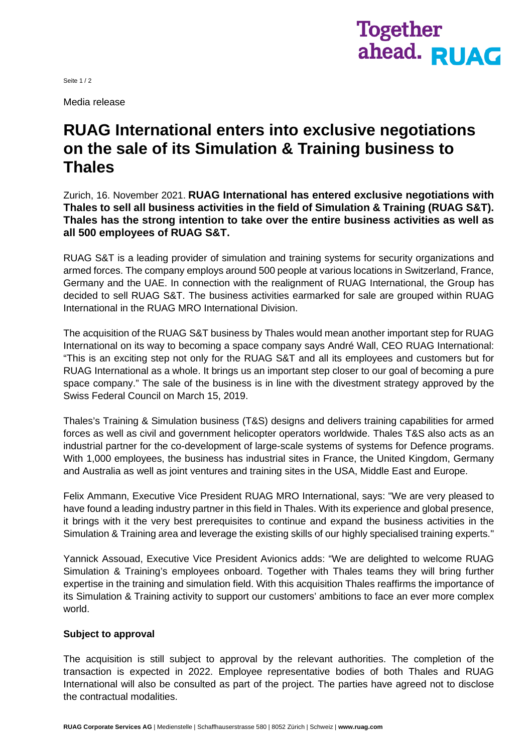Media release

# RUAG International enters into exclusive negotiations on the sale of its Simulation & Training business to Thales

Zurich, 16. November 2021. **RUAG International has entered exclusive negotiations with Thales to sell all business activities in the field of Simulation & Training (RUAG S&T). Thales has the strong intention to take over the entire business activities as well as all 500 employees of RUAG S&T.**

RUAG S&T is a leading provider of simulation and training systems for security organizations and armed forces. The company employs around 500 people at various locations in Switzerland, France, Germany and the UAE. In connection with the realignment of RUAG International, the Group has decided to sell RUAG S&T. The business activities earmarked for sale are grouped within RUAG International in the RUAG MRO International Division.

The acquisition of the RUAG S&T business by Thales would mean another important step for RUAG International on its way to becoming a space company says André Wall, CEO RUAG International: "This is an exciting step not only for the RUAG S&T and all its employees and customers but for RUAG International as a whole. It brings us an important step closer to our goal of becoming a pure space company." The sale of the business is in line with the divestment strategy approved by the Swiss Federal Council on March 15, 2019.

Thales's Training & Simulation business (T&S) designs and delivers training capabilities for armed forces as well as civil and government helicopter operators worldwide. Thales T&S also acts as an industrial partner for the co-development of large-scale systems of systems for Defence programs. With 1,000 employees, the business has industrial sites in France, the United Kingdom, Germany and Australia as well as joint ventures and training sites in the USA, Middle East and Europe.

Felix Ammann, Executive Vice President RUAG MRO International, says: "We are very pleased to have found a leading industry partner in this field in Thales. With its experience and global presence, it brings with it the very best prerequisites to continue and expand the business activities in the Simulation & Training area and leverage the existing skills of our highly specialised training experts."

Yannick Assouad, Executive Vice President Avionics adds: "We are delighted to welcome RUAG Simulation & Training's employees onboard. Together with Thales teams they will bring further expertise in the training and simulation field. With this acquisition Thales reaffirms the importance of its Simulation & Training activity to support our customers' ambitions to face an ever more complex world.

**Subject to approval**

The acquisition is still subject to approval by the relevant authorities. The completion of the transaction is expected in 2022. Employee representative bodies of both Thales and RUAG International will also be consulted as part of the project. The parties have agreed not to disclose the contractual modalities.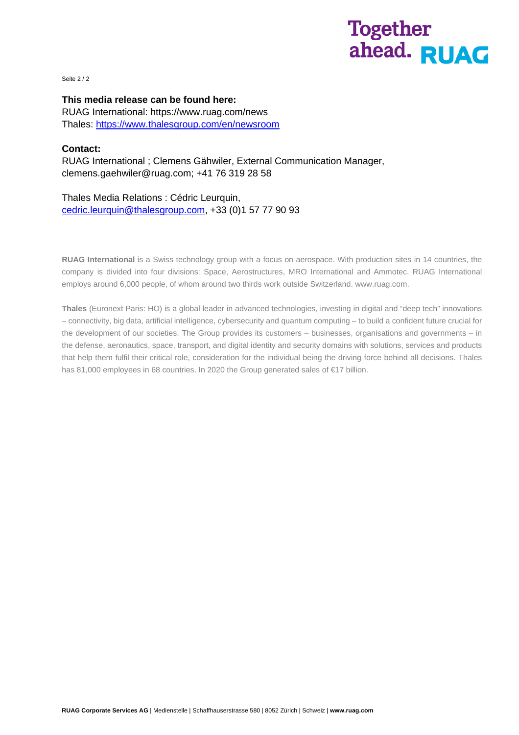**This media release can be found here:**
RUAG International: https://www.ruag.com/news
Thales: https://www.thalesgroup.com/en/newsroom

**Contact:**
RUAG International ; Clemens Gähwiler, External Communication Manager, clemens.gaehwiler@ruag.com; +41 76 319 28 58

Thales Media Relations : Cédric Leurquin, cedric.leurquin@thalesgroup.com, +33 (0)1 57 77 90 93

**RUAG International** is a Swiss technology group with a focus on aerospace. With production sites in 14 countries, the company is divided into four divisions: Space, Aerostructures, MRO International and Ammotec. RUAG International employs around 6,000 people, of whom around two thirds work outside Switzerland. www.ruag.com.

**Thales** (Euronext Paris: HO) is a global leader in advanced technologies, investing in digital and "deep tech" innovations – connectivity, big data, artificial intelligence, cybersecurity and quantum computing – to build a confident future crucial for the development of our societies. The Group provides its customers – businesses, organisations and governments – in the defense, aeronautics, space, transport, and digital identity and security domains with solutions, services and products that help them fulfil their critical role, consideration for the individual being the driving force behind all decisions. Thales has 81,000 employees in 68 countries. In 2020 the Group generated sales of €17 billion.